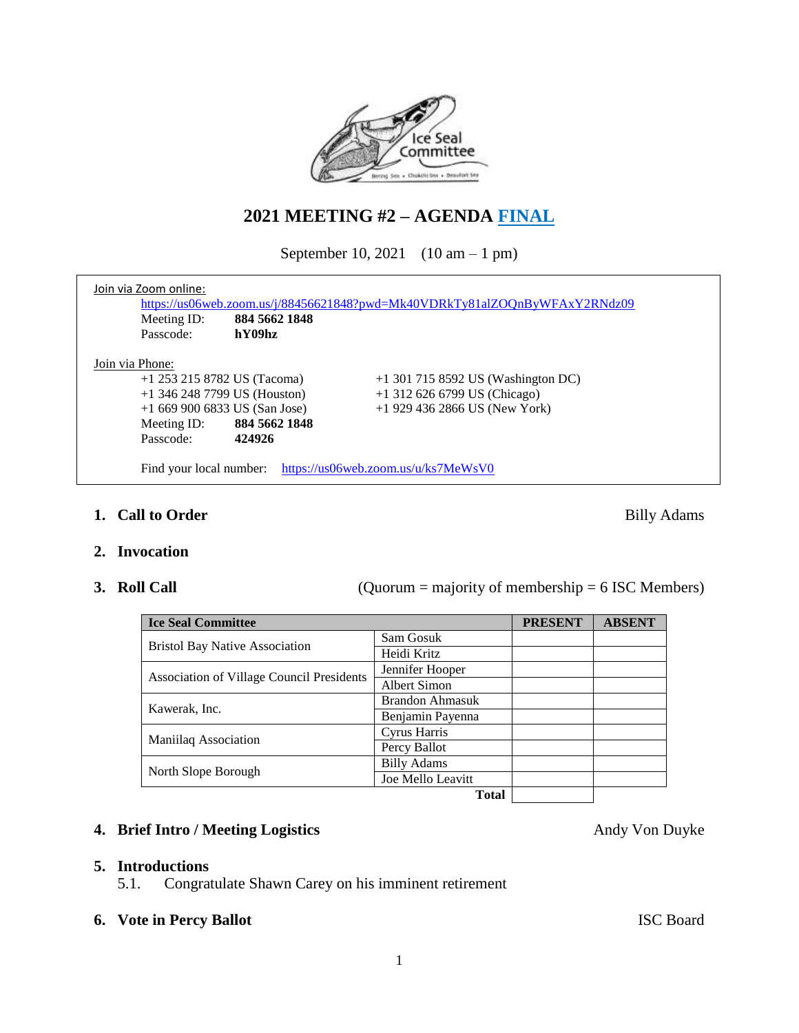# 2021 MEETING #2 – AGENDA FINAL

September 10, 2021 (10 am – 1 pm)

Join via Zoom online:
https://us06web.zoom.us/j/88456621848?pwd=Mk40VDRkTy81alZOQnByWFAxY2RNdz09
Meeting ID: **884 5662 1848**
Passcode: **hY09hz**

Join via Phone:
+1 253 215 8782 US (Tacoma)
+1 346 248 7799 US (Houston)
+1 669 900 6833 US (San Jose)
+1 301 715 8592 US (Washington DC)
+1 312 626 6799 US (Chicago)
+1 929 436 2866 US (New York)
Meeting ID: **884 5662 1848**
Passcode: **424926**

Find your local number: https://us06web.zoom.us/u/ks7MeWsV0

1. **Call to Order** — Billy Adams

2. **Invocation**

3. **Roll Call** (Quorum = majority of membership = 6 ISC Members)

| Ice Seal Committee | | PRESENT | ABSENT |
|---|---|---|---|
| Bristol Bay Native Association | Sam Gosuk | | |
| | Heidi Kritz | | |
| Association of Village Council Presidents | Jennifer Hooper | | |
| | Albert Simon | | |
| Kawerak, Inc. | Brandon Ahmasuk | | |
| | Benjamin Payenna | | |
| Maniilaq Association | Cyrus Harris | | |
| | Percy Ballot | | |
| North Slope Borough | Billy Adams | | |
| | Joe Mello Leavitt | | |
| | **Total** | | |

4. **Brief Intro / Meeting Logistics** — Andy Von Duyke

5. **Introductions**
   5.1. Congratulate Shawn Carey on his imminent retirement

6. **Vote in Percy Ballot** — ISC Board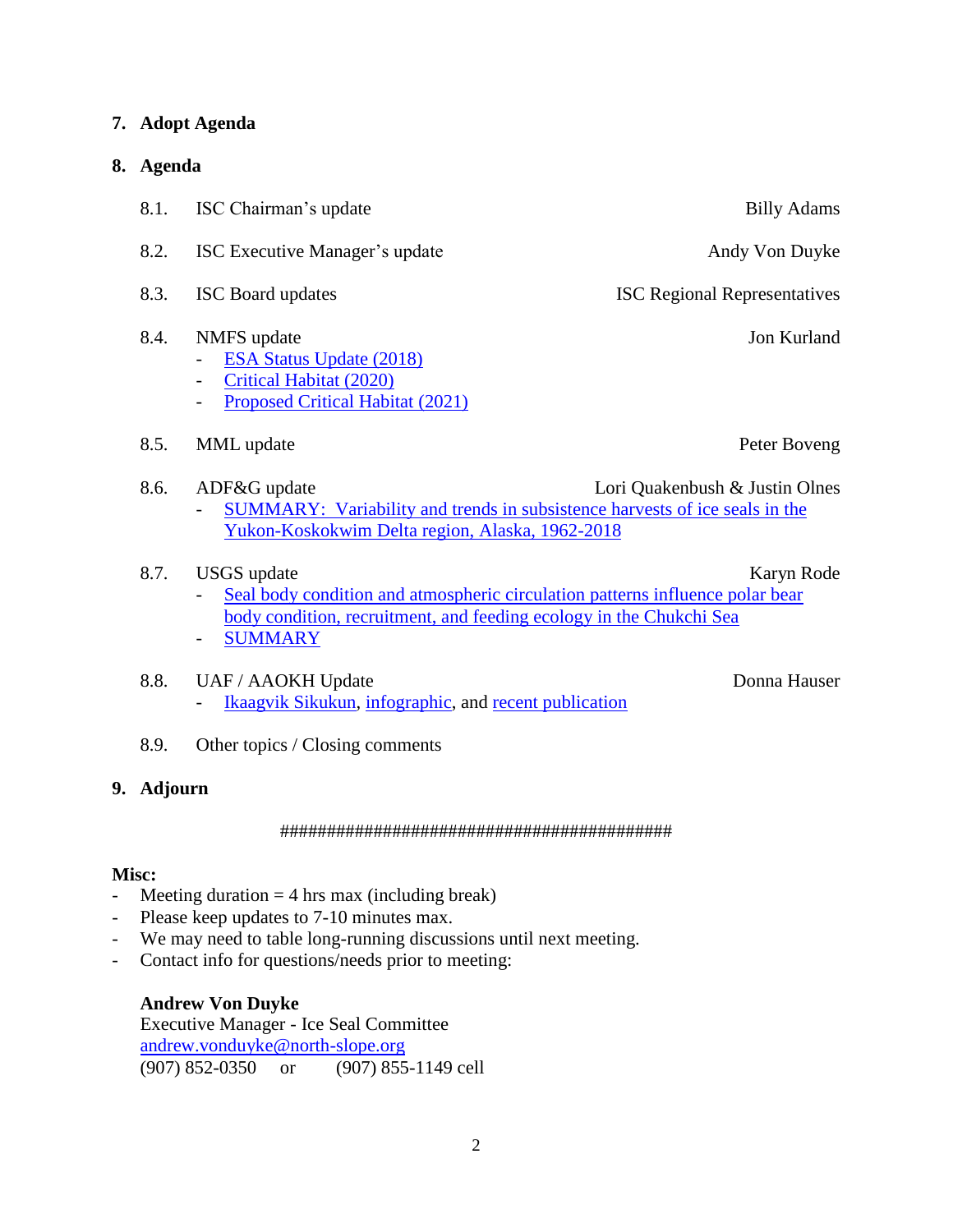## 7. Adopt Agenda

## 8. Agenda

8.1. ISC Chairman's update — Billy Adams

8.2. ISC Executive Manager's update — Andy Von Duyke

8.3. ISC Board updates — ISC Regional Representatives

8.4. NMFS update — Jon Kurland
- ESA Status Update (2018)
- Critical Habitat (2020)
- Proposed Critical Habitat (2021)

8.5. MML update — Peter Boveng

8.6. ADF&G update — Lori Quakenbush & Justin Olnes
- SUMMARY: Variability and trends in subsistence harvests of ice seals in the Yukon-Koskokwim Delta region, Alaska, 1962-2018

8.7. USGS update — Karyn Rode
- Seal body condition and atmospheric circulation patterns influence polar bear body condition, recruitment, and feeding ecology in the Chukchi Sea
- SUMMARY

8.8. UAF / AAOKH Update — Donna Hauser
- Ikaagvik Sikukun, infographic, and recent publication

8.9. Other topics / Closing comments

## 9. Adjourn

############################################

**Misc:**
- Meeting duration = 4 hrs max (including break)
- Please keep updates to 7-10 minutes max.
- We may need to table long-running discussions until next meeting.
- Contact info for questions/needs prior to meeting:

**Andrew Von Duyke**
Executive Manager - Ice Seal Committee
andrew.vonduyke@north-slope.org
(907) 852-0350 or (907) 855-1149 cell